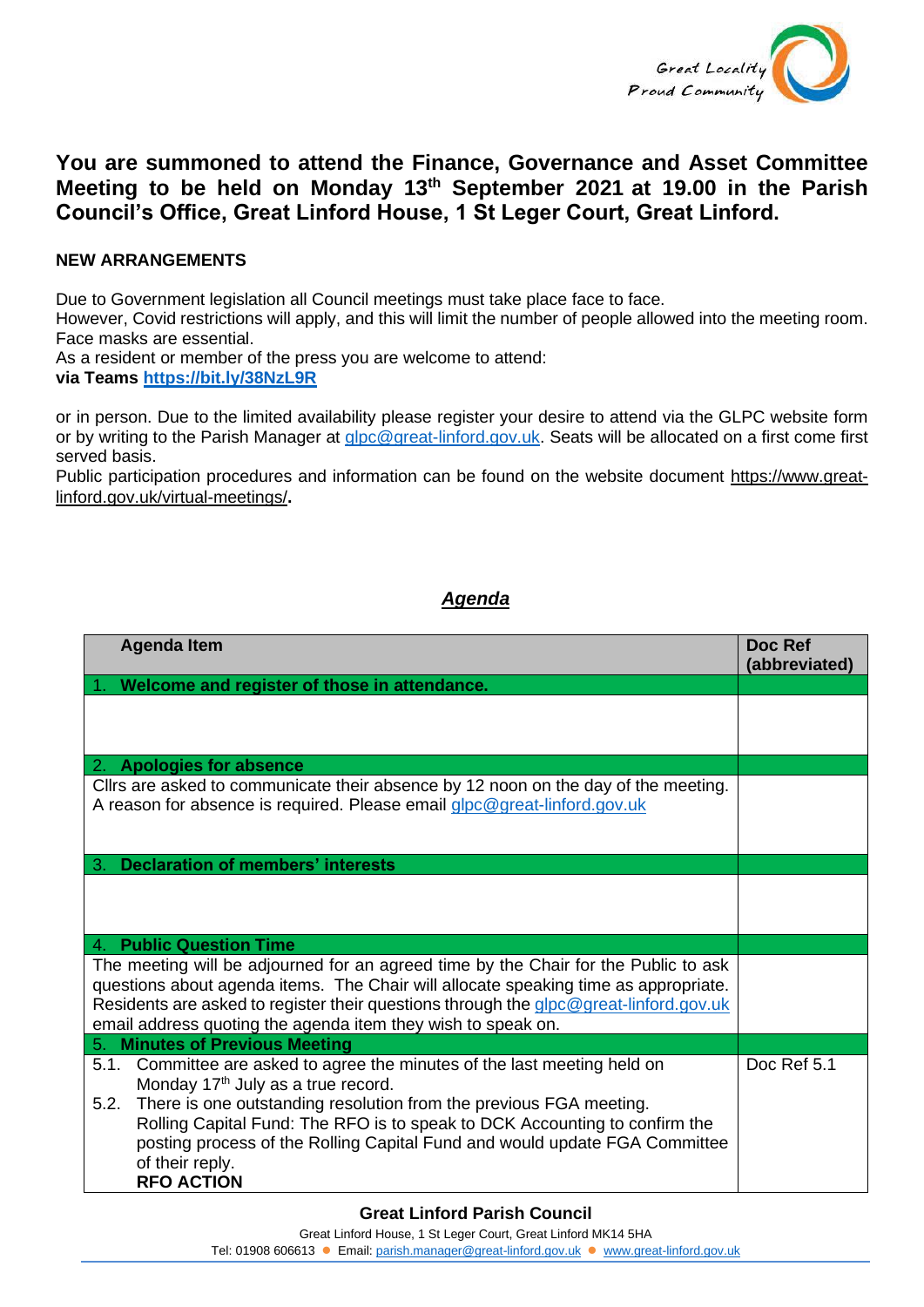Great Locality
Proud Community

# You are summoned to attend the Finance, Governance and Asset Committee Meeting to be held on Monday 13th September 2021 at 19.00 in the Parish Council's Office, Great Linford House, 1 St Leger Court, Great Linford.

**NEW ARRANGEMENTS**

Due to Government legislation all Council meetings must take place face to face.
However, Covid restrictions will apply, and this will limit the number of people allowed into the meeting room. Face masks are essential.
As a resident or member of the press you are welcome to attend:
**via Teams https://bit.ly/38NzL9R**

or in person. Due to the limited availability please register your desire to attend via the GLPC website form or by writing to the Parish Manager at glpc@great-linford.gov.uk. Seats will be allocated on a first come first served basis.
Public participation procedures and information can be found on the website document https://www.great-linford.gov.uk/virtual-meetings/.

## *Agenda*

| Agenda Item | Doc Ref (abbreviated) |
|---|---|
| 1. **Welcome and register of those in attendance.** | |
| | |
| 2. **Apologies for absence** | |
| Cllrs are asked to communicate their absence by 12 noon on the day of the meeting. A reason for absence is required. Please email glpc@great-linford.gov.uk | |
| 3. **Declaration of members' interests** | |
| | |
| 4. **Public Question Time** | |
| The meeting will be adjourned for an agreed time by the Chair for the Public to ask questions about agenda items. The Chair will allocate speaking time as appropriate. Residents are asked to register their questions through the glpc@great-linford.gov.uk email address quoting the agenda item they wish to speak on. | |
| 5. **Minutes of Previous Meeting** | |
| 5.1. Committee are asked to agree the minutes of the last meeting held on Monday 17th July as a true record.<br>5.2. There is one outstanding resolution from the previous FGA meeting. Rolling Capital Fund: The RFO is to speak to DCK Accounting to confirm the posting process of the Rolling Capital Fund and would update FGA Committee of their reply.<br>**RFO ACTION** | Doc Ref 5.1 |

**Great Linford Parish Council**
Great Linford House, 1 St Leger Court, Great Linford MK14 5HA
Tel: 01908 606613 ● Email: parish.manager@great-linford.gov.uk ● www.great-linford.gov.uk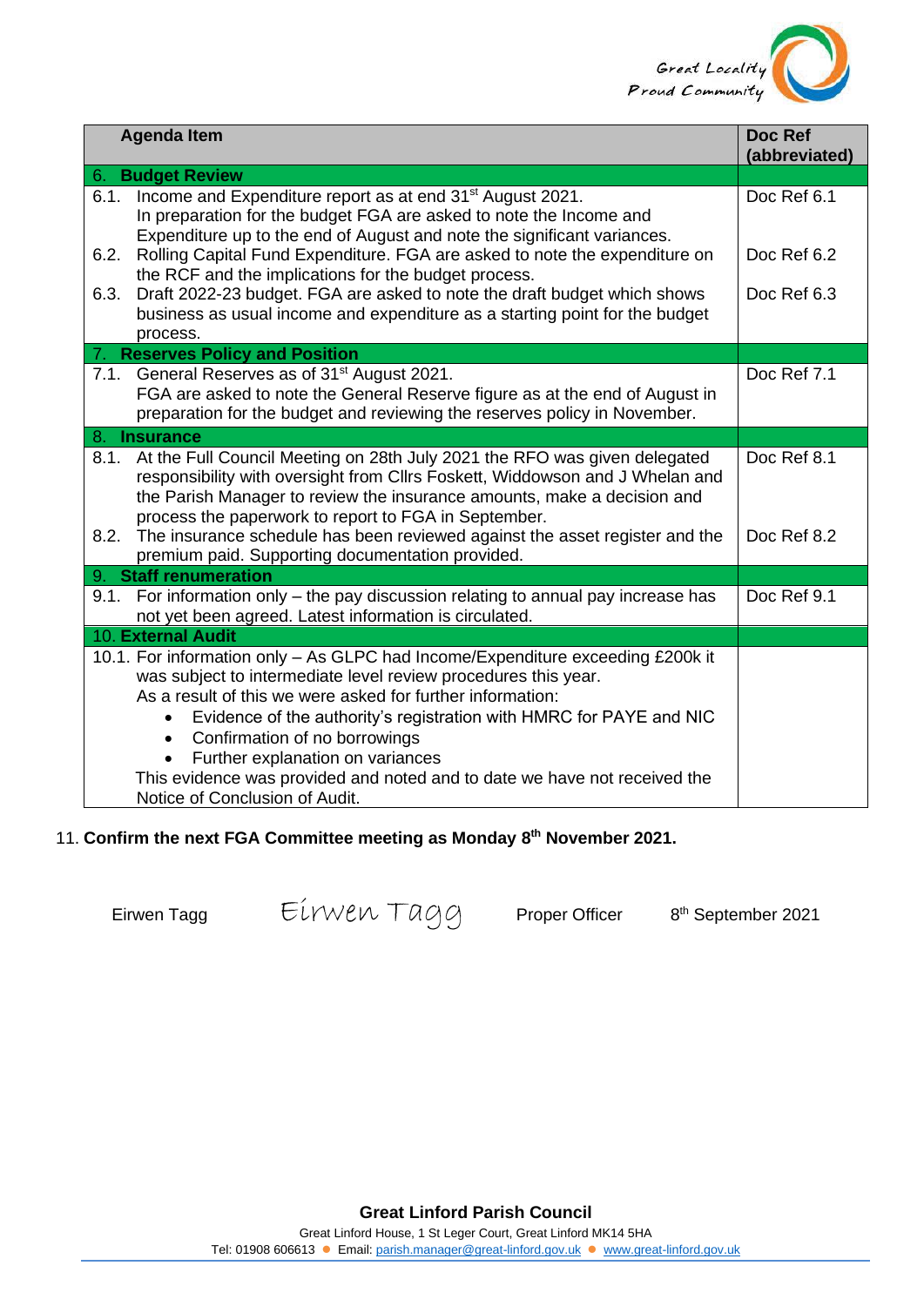| Agenda Item | Doc Ref (abbreviated) |
|---|---|
| **6. Budget Review** | |
| 6.1. Income and Expenditure report as at end 31st August 2021. In preparation for the budget FGA are asked to note the Income and Expenditure up to the end of August and note the significant variances. | Doc Ref 6.1 |
| 6.2. Rolling Capital Fund Expenditure. FGA are asked to note the expenditure on the RCF and the implications for the budget process. | Doc Ref 6.2 |
| 6.3. Draft 2022-23 budget. FGA are asked to note the draft budget which shows business as usual income and expenditure as a starting point for the budget process. | Doc Ref 6.3 |
| **7. Reserves Policy and Position** | |
| 7.1. General Reserves as of 31st August 2021. FGA are asked to note the General Reserve figure as at the end of August in preparation for the budget and reviewing the reserves policy in November. | Doc Ref 7.1 |
| **8. Insurance** | |
| 8.1. At the Full Council Meeting on 28th July 2021 the RFO was given delegated responsibility with oversight from Cllrs Foskett, Widdowson and J Whelan and the Parish Manager to review the insurance amounts, make a decision and process the paperwork to report to FGA in September. | Doc Ref 8.1 |
| 8.2. The insurance schedule has been reviewed against the asset register and the premium paid. Supporting documentation provided. | Doc Ref 8.2 |
| **9. Staff renumeration** | |
| 9.1. For information only – the pay discussion relating to annual pay increase has not yet been agreed. Latest information is circulated. | Doc Ref 9.1 |
| **10. External Audit** | |
| 10.1. For information only – As GLPC had Income/Expenditure exceeding £200k it was subject to intermediate level review procedures this year. As a result of this we were asked for further information: <br>• Evidence of the authority's registration with HMRC for PAYE and NIC <br>• Confirmation of no borrowings <br>• Further explanation on variances <br>This evidence was provided and noted and to date we have not received the Notice of Conclusion of Audit. | |

11. **Confirm the next FGA Committee meeting as Monday 8th November 2021.**

Eirwen Tagg &nbsp;&nbsp; *Eirwen Tagg* &nbsp;&nbsp; Proper Officer &nbsp;&nbsp; 8th September 2021

**Great Linford Parish Council**
Great Linford House, 1 St Leger Court, Great Linford MK14 5HA
Tel: 01908 606613 ● Email: parish.manager@great-linford.gov.uk ● www.great-linford.gov.uk